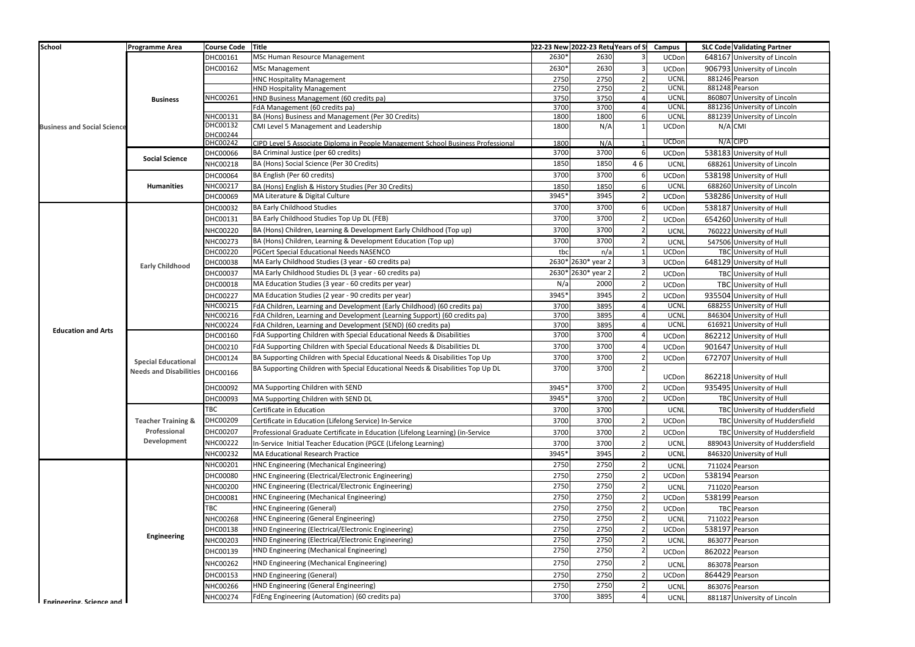| School | Programme Area | Course Code | Title | 022-23 New | 2022-23 Retu | Years of S | Campus | SLC Code | Validating Partner |
|---|---|---|---|---|---|---|---|---|---|
| Business and Social Science | Business | DHC00161 | MSc Human Resource Management | 2630* | 2630 | 3 | UCDon | 648167 | University of Lincoln |
| | | DHC00162 | MSc Management | 2630* | 2630 | 3 | UCDon | 906793 | University of Lincoln |
| | | | HNC Hospitality Management | 2750 | 2750 | 2 | UCNL | 881246 | Pearson |
| | | | HND Hospitality Management | 2750 | 2750 | 2 | UCNL | 881248 | Pearson |
| | | NHC00261 | HND Business Management (60 credits pa) | 3750 | 3750 | 4 | UCNL | 860807 | University of Lincoln |
| | | | FdA Management (60 credits pa) | 3700 | 3700 | 4 | UCNL | 881236 | University of Lincoln |
| | | NHC00131 | BA (Hons) Business and Management (Per 30 Credits) | 1800 | 1800 | 6 | UCNL | 881239 | University of Lincoln |
| | | DHC00132 DHC00244 | CMI Level 5 Management and Leadership | 1800 | N/A | 1 | UCDon | N/A | CMI |
| | | DHC00242 | CIPD Level 5 Associate Diploma in People Management School Business Professional | 1800 | N/A | 1 | UCDon | N/A | CIPD |
| | Social Science | DHC00066 | BA Criminal Justice (per 60 credits) | 3700 | 3700 | 6 | UCDon | 538183 | University of Hull |
| | | NHC00218 | BA (Hons) Social Science (Per 30 Credits) | 1850 | 1850 | 4 6 | UCNL | 688261 | University of Lincoln |
| | Humanities | DHC00064 | BA English (Per 60 credits) | 3700 | 3700 | 6 | UCDon | 538198 | University of Hull |
| | | NHC00217 | BA (Hons) English & History Studies (Per 30 Credits) | 1850 | 1850 | 6 | UCNL | 688260 | University of Lincoln |
| | | DHC00069 | MA Literature & Digital Culture | 3945* | 3945 | 2 | UCDon | 538286 | University of Hull |
| Education and Arts | Early Childhood | DHC00032 | BA Early Childhood Studies | 3700 | 3700 | 6 | UCDon | 538187 | University of Hull |
| | | DHC00131 | BA Early Childhood Studies Top Up DL (FEB) | 3700 | 3700 | 2 | UCDon | 654260 | University of Hull |
| | | NHC00220 | BA (Hons) Children, Learning & Development Early Childhood (Top up) | 3700 | 3700 | 2 | UCNL | 760222 | University of Hull |
| | | NHC00273 | BA (Hons) Children, Learning & Development Education (Top up) | 3700 | 3700 | 2 | UCNL | 547506 | University of Hull |
| | | DHC00220 | PGCert Special Educational Needs NASENCO | tbc | n/a | 1 | UCDon | TBC | University of Hull |
| | | DHC00038 | MA Early Childhood Studies (3 year - 60 credits pa) | 2630* | 2630* year 2 | 3 | UCDon | 648129 | University of Hull |
| | | DHC00037 | MA Early Childhood Studies DL (3 year - 60 credits pa) | 2630* | 2630* year 2 | 2 | UCDon | TBC | University of Hull |
| | | DHC00018 | MA Education Studies (3 year - 60 credits per year) | N/a | 2000 | 2 | UCDon | TBC | University of Hull |
| | | DHC00227 | MA Education Studies (2 year - 90 credits per year) | 3945* | 3945 | 2 | UCDon | 935504 | University of Hull |
| | | NHC00215 | FdA Children, Learning and Development (Early Childhood) (60 credits pa) | 3700 | 3895 | 4 | UCNL | 688255 | University of Hull |
| | | NHC00216 | FdA Children, Learning and Development (Learning Support) (60 credits pa) | 3700 | 3895 | 4 | UCNL | 846304 | University of Hull |
| | | NHC00224 | FdA Children, Learning and Development (SEND) (60 credits pa) | 3700 | 3895 | 4 | UCNL | 616921 | University of Hull |
| | Special Educational Needs and Disabilities | DHC00160 | FdA Supporting Children with Special Educational Needs & Disabilities | 3700 | 3700 | 4 | UCDon | 862212 | University of Hull |
| | | DHC00210 | FdA Supporting Children with Special Educational Needs & Disabilities DL | 3700 | 3700 | 4 | UCDon | 901647 | University of Hull |
| | | DHC00124 | BA Supporting Children with Special Educational Needs & Disabilities Top Up | 3700 | 3700 | 2 | UCDon | 672707 | University of Hull |
| | | DHC00166 | BA Supporting Children with Special Educational Needs & Disabilities Top Up DL | 3700 | 3700 | 2 | UCDon | 862218 | University of Hull |
| | | DHC00092 | MA Supporting Children with SEND | 3945* | 3700 | 2 | UCDon | 935495 | University of Hull |
| | | DHC00093 | MA Supporting Children with SEND DL | 3945* | 3700 | 2 | UCDon | TBC | University of Hull |
| | Teacher Training & Professional Development | TBC | Certificate in Education | 3700 | 3700 | | UCNL | TBC | University of Huddersfield |
| | | DHC00209 | Certificate in Education (Lifelong Service) In-Service | 3700 | 3700 | 2 | UCDon | TBC | University of Huddersfield |
| | | DHC00207 | Professional Graduate Certificate in Education (Lifelong Learning) (in-Service | 3700 | 3700 | 2 | UCDon | TBC | University of Huddersfield |
| | | NHC00222 | In-Service Initial Teacher Education (PGCE (Lifelong Learning) | 3700 | 3700 | 2 | UCNL | 889043 | University of Huddersfield |
| | | NHC00232 | MA Educational Research Practice | 3945* | 3945 | 2 | UCNL | 846320 | University of Hull |
| Engineering, Science and | Engineering | NHC00201 | HNC Engineering (Mechanical Engineering) | 2750 | 2750 | 2 | UCNL | 711024 | Pearson |
| | | DHC00080 | HNC Engineering (Electrical/Electronic Engineering) | 2750 | 2750 | 2 | UCDon | 538194 | Pearson |
| | | NHC00200 | HNC Engineering (Electrical/Electronic Engineering) | 2750 | 2750 | 2 | UCNL | 711020 | Pearson |
| | | DHC00081 | HNC Engineering (Mechanical Engineering) | 2750 | 2750 | 2 | UCDon | 538199 | Pearson |
| | | TBC | HNC Engineering (General) | 2750 | 2750 | 2 | UCDon | TBC | Pearson |
| | | NHC00268 | HNC Engineering (General Engineering) | 2750 | 2750 | 2 | UCNL | 711022 | Pearson |
| | | DHC00138 | HND Engineering (Electrical/Electronic Engineering) | 2750 | 2750 | 2 | UCDon | 538197 | Pearson |
| | | NHC00203 | HND Engineering (Electrical/Electronic Engineering) | 2750 | 2750 | 2 | UCNL | 863077 | Pearson |
| | | DHC00139 | HND Engineering (Mechanical Engineering) | 2750 | 2750 | 2 | UCDon | 862022 | Pearson |
| | | NHC00262 | HND Engineering (Mechanical Engineering) | 2750 | 2750 | 2 | UCNL | 863078 | Pearson |
| | | DHC00153 | HND Engineering (General) | 2750 | 2750 | 2 | UCDon | 864429 | Pearson |
| | | NHC00266 | HND Engineering (General Engineering) | 2750 | 2750 | 2 | UCNL | 863076 | Pearson |
| | | NHC00274 | FdEng Engineering (Automation) (60 credits pa) | 3700 | 3895 | 4 | UCNL | 881187 | University of Lincoln |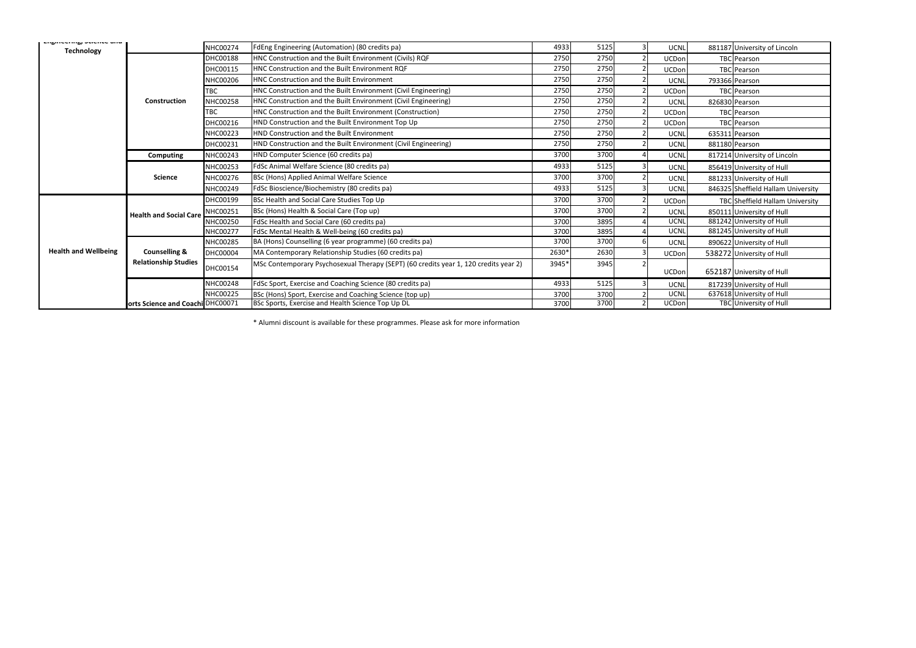| | | | | | | | | | |
|---|---|---|---|---|---|---|---|---|---|
| Engineering, Science and Technology | | NHC00274 | FdEng Engineering (Automation) (80 credits pa) | 4933 | 5125 | 3 | UCNL | 881187 | University of Lincoln |
| | Construction | DHC00188 | HNC Construction and the Built Environment (Civils) RQF | 2750 | 2750 | 2 | UCDon | TBC | Pearson |
| | | DHC00115 | HNC Construction and the Built Environment RQF | 2750 | 2750 | 2 | UCDon | TBC | Pearson |
| | | NHC00206 | HNC Construction and the Built Environment | 2750 | 2750 | 2 | UCNL | 793366 | Pearson |
| | | TBC | HNC Construction and the Built Environment (Civil Engineering) | 2750 | 2750 | 2 | UCDon | TBC | Pearson |
| | | NHC00258 | HNC Construction and the Built Environment (Civil Engineering) | 2750 | 2750 | 2 | UCNL | 826830 | Pearson |
| | | TBC | HNC Construction and the Built Environment (Construction) | 2750 | 2750 | 2 | UCDon | TBC | Pearson |
| | | DHC00216 | HND Construction and the Built Environment Top Up | 2750 | 2750 | 2 | UCDon | TBC | Pearson |
| | | NHC00223 | HND Construction and the Built Environment | 2750 | 2750 | 2 | UCNL | 635311 | Pearson |
| | | DHC00231 | HND Construction and the Built Environment (Civil Engineering) | 2750 | 2750 | 2 | UCNL | 881180 | Pearson |
| | Computing | NHC00243 | HND Computer Science (60 credits pa) | 3700 | 3700 | 4 | UCNL | 817214 | University of Lincoln |
| | Science | NHC00253 | FdSc Animal Welfare Science (80 credits pa) | 4933 | 5125 | 3 | UCNL | 856419 | University of Hull |
| | | NHC00276 | BSc (Hons) Applied Animal Welfare Science | 3700 | 3700 | 2 | UCNL | 881233 | University of Hull |
| | | NHC00249 | FdSc Bioscience/Biochemistry (80 credits pa) | 4933 | 5125 | 3 | UCNL | 846325 | Sheffield Hallam University |
| Health and Wellbeing | Health and Social Care | DHC00199 | BSc Health and Social Care Studies Top Up | 3700 | 3700 | 2 | UCDon | TBC | Sheffield Hallam University |
| | | NHC00251 | BSc (Hons) Health & Social Care (Top up) | 3700 | 3700 | 2 | UCNL | 850111 | University of Hull |
| | | NHC00250 | FdSc Health and Social Care (60 credits pa) | 3700 | 3895 | 4 | UCNL | 881242 | University of Hull |
| | | NHC00277 | FdSc Mental Health & Well-being (60 credits pa) | 3700 | 3895 | 4 | UCNL | 881245 | University of Hull |
| | Counselling & Relationship Studies | NHC00285 | BA (Hons) Counselling (6 year programme) (60 credits pa) | 3700 | 3700 | 6 | UCNL | 890622 | University of Hull |
| | | DHC00004 | MA Contemporary Relationship Studies (60 credits pa) | 2630* | 2630 | 3 | UCDon | 538272 | University of Hull |
| | | DHC00154 | MSc Contemporary Psychosexual Therapy (SEPT) (60 credits year 1, 120 credits year 2) | 3945* | 3945 | 2 | UCDon | 652187 | University of Hull |
| | Sports Science and Coaching | NHC00248 | FdSc Sport, Exercise and Coaching Science (80 credits pa) | 4933 | 5125 | 3 | UCNL | 817239 | University of Hull |
| | | NHC00225 | BSc (Hons) Sport, Exercise and Coaching Science (top up) | 3700 | 3700 | 2 | UCNL | 637618 | University of Hull |
| | | DHC00071 | BSc Sports, Exercise and Health Science Top Up DL | 3700 | 3700 | 2 | UCDon | TBC | University of Hull |

* Alumni discount is available for these programmes. Please ask for more information